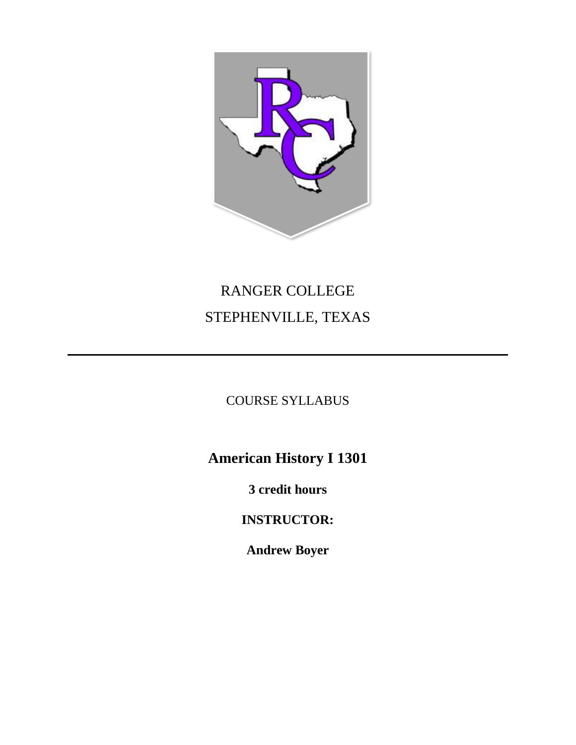RANGER COLLEGE

STEPHENVILLE, TEXAS

---

COURSE SYLLABUS

# American History I 1301

**3 credit hours**

**INSTRUCTOR:**

**Andrew Boyer**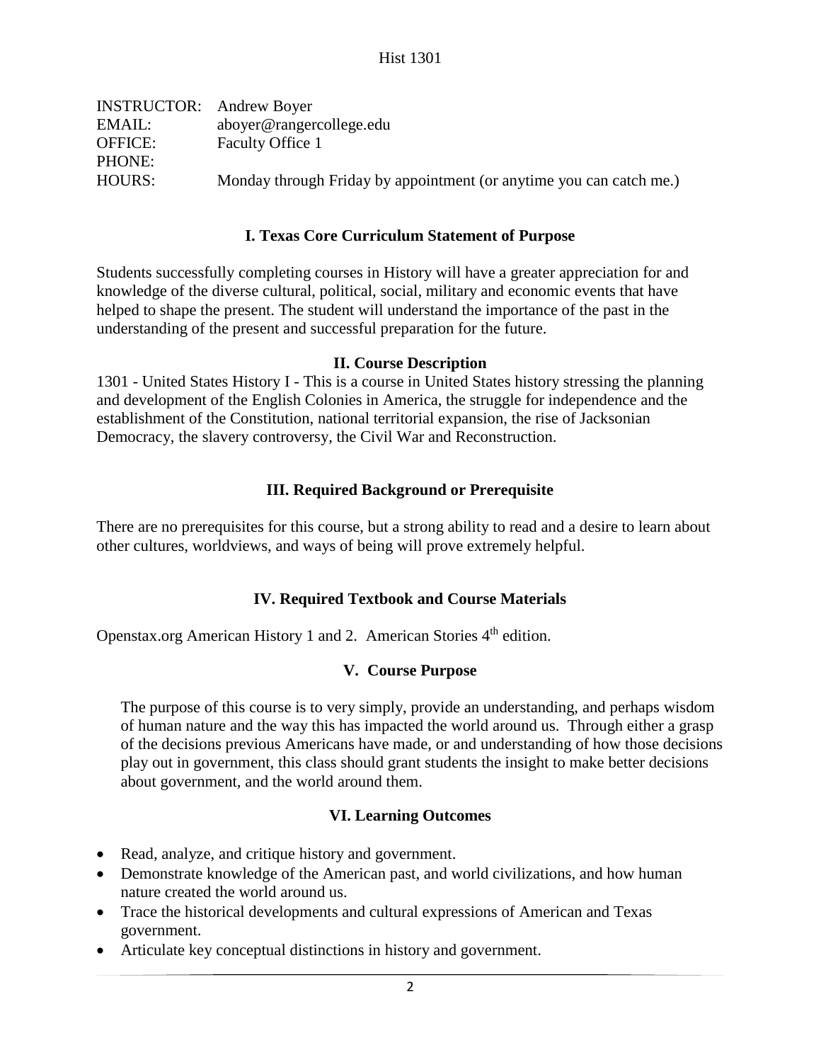Hist 1301

| | |
|---|---|
| INSTRUCTOR: | Andrew Boyer |
| EMAIL: | aboyer@rangercollege.edu |
| OFFICE: | Faculty Office 1 |
| PHONE: | |
| HOURS: | Monday through Friday by appointment (or anytime you can catch me.) |

## I. Texas Core Curriculum Statement of Purpose

Students successfully completing courses in History will have a greater appreciation for and knowledge of the diverse cultural, political, social, military and economic events that have helped to shape the present. The student will understand the importance of the past in the understanding of the present and successful preparation for the future.

## II. Course Description

1301 - United States History I - This is a course in United States history stressing the planning and development of the English Colonies in America, the struggle for independence and the establishment of the Constitution, national territorial expansion, the rise of Jacksonian Democracy, the slavery controversy, the Civil War and Reconstruction.

## III. Required Background or Prerequisite

There are no prerequisites for this course, but a strong ability to read and a desire to learn about other cultures, worldviews, and ways of being will prove extremely helpful.

## IV. Required Textbook and Course Materials

Openstax.org American History 1 and 2. American Stories 4th edition.

## V. Course Purpose

The purpose of this course is to very simply, provide an understanding, and perhaps wisdom of human nature and the way this has impacted the world around us. Through either a grasp of the decisions previous Americans have made, or and understanding of how those decisions play out in government, this class should grant students the insight to make better decisions about government, and the world around them.

## VI. Learning Outcomes

- Read, analyze, and critique history and government.
- Demonstrate knowledge of the American past, and world civilizations, and how human nature created the world around us.
- Trace the historical developments and cultural expressions of American and Texas government.
- Articulate key conceptual distinctions in history and government.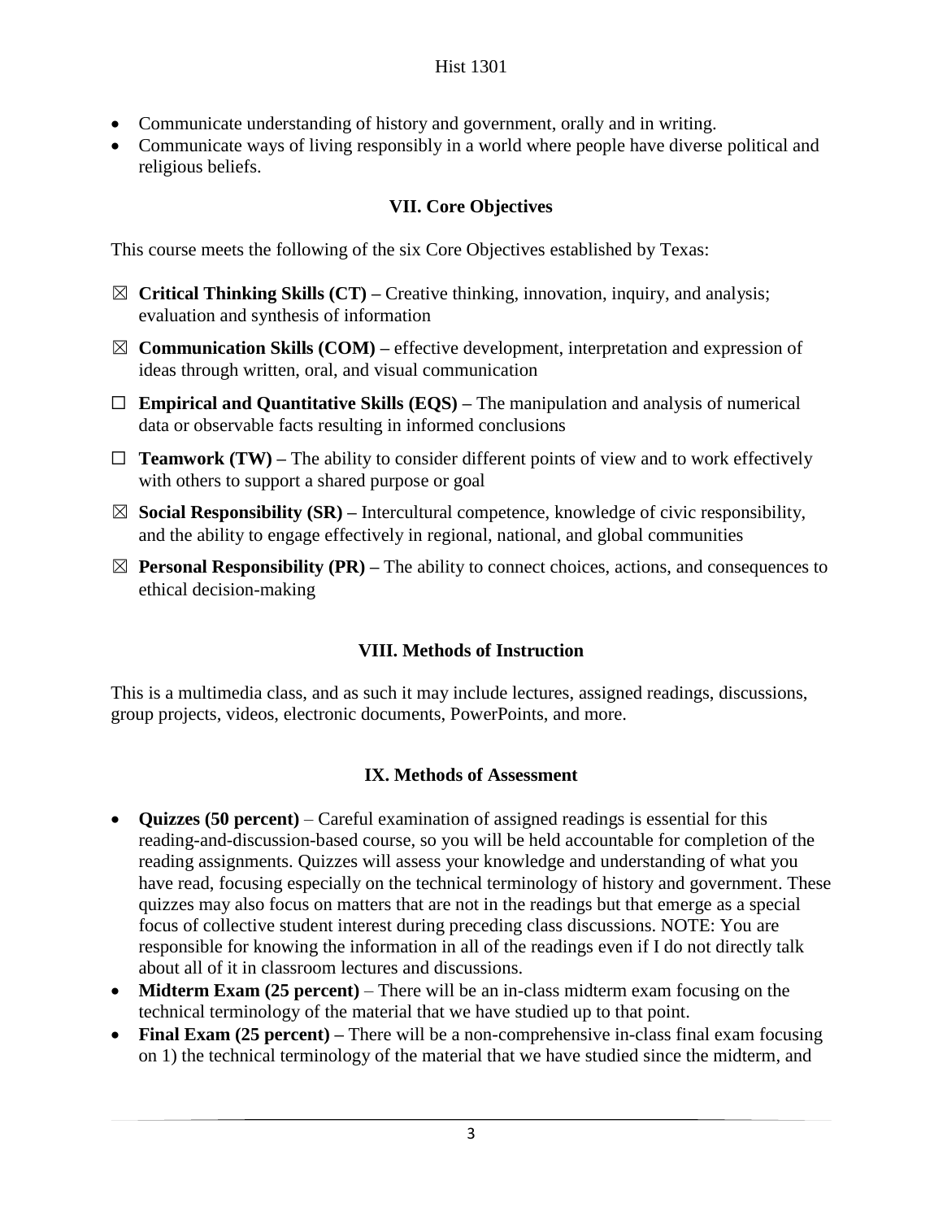- Communicate understanding of history and government, orally and in writing.
- Communicate ways of living responsibly in a world where people have diverse political and religious beliefs.

## VII. Core Objectives

This course meets the following of the six Core Objectives established by Texas:

☒ **Critical Thinking Skills (CT) –** Creative thinking, innovation, inquiry, and analysis; evaluation and synthesis of information

☒ **Communication Skills (COM) –** effective development, interpretation and expression of ideas through written, oral, and visual communication

☐ **Empirical and Quantitative Skills (EQS) –** The manipulation and analysis of numerical data or observable facts resulting in informed conclusions

☐ **Teamwork (TW) –** The ability to consider different points of view and to work effectively with others to support a shared purpose or goal

☒ **Social Responsibility (SR) –** Intercultural competence, knowledge of civic responsibility, and the ability to engage effectively in regional, national, and global communities

☒ **Personal Responsibility (PR) –** The ability to connect choices, actions, and consequences to ethical decision-making

## VIII. Methods of Instruction

This is a multimedia class, and as such it may include lectures, assigned readings, discussions, group projects, videos, electronic documents, PowerPoints, and more.

## IX. Methods of Assessment

- **Quizzes (50 percent)** – Careful examination of assigned readings is essential for this reading-and-discussion-based course, so you will be held accountable for completion of the reading assignments. Quizzes will assess your knowledge and understanding of what you have read, focusing especially on the technical terminology of history and government. These quizzes may also focus on matters that are not in the readings but that emerge as a special focus of collective student interest during preceding class discussions. NOTE: You are responsible for knowing the information in all of the readings even if I do not directly talk about all of it in classroom lectures and discussions.
- **Midterm Exam (25 percent)** – There will be an in-class midterm exam focusing on the technical terminology of the material that we have studied up to that point.
- **Final Exam (25 percent) –** There will be a non-comprehensive in-class final exam focusing on 1) the technical terminology of the material that we have studied since the midterm, and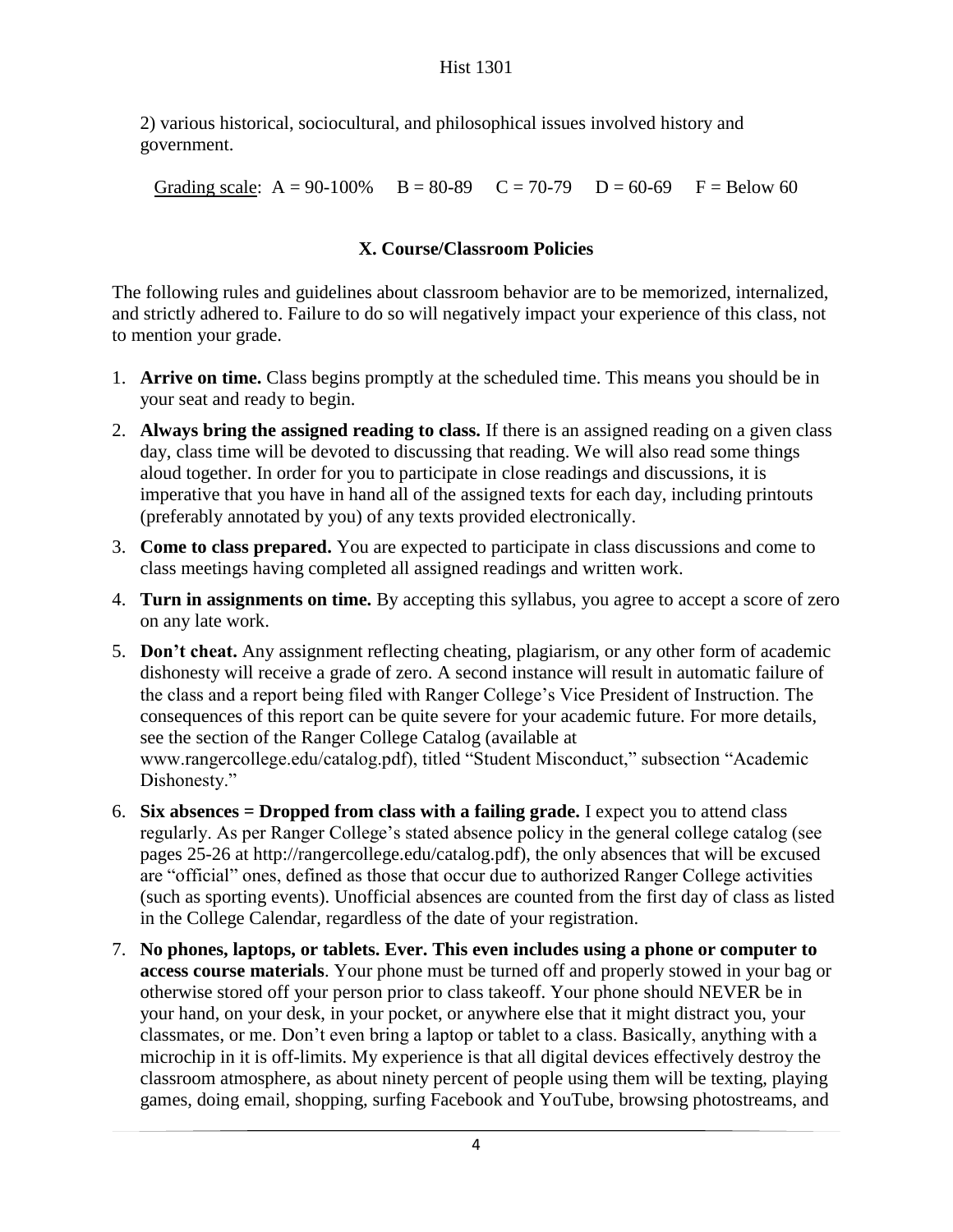2) various historical, sociocultural, and philosophical issues involved history and government.

Grading scale: A = 90-100% B = 80-89 C = 70-79 D = 60-69 F = Below 60

### X. Course/Classroom Policies

The following rules and guidelines about classroom behavior are to be memorized, internalized, and strictly adhered to. Failure to do so will negatively impact your experience of this class, not to mention your grade.

1. **Arrive on time.** Class begins promptly at the scheduled time. This means you should be in your seat and ready to begin.
2. **Always bring the assigned reading to class.** If there is an assigned reading on a given class day, class time will be devoted to discussing that reading. We will also read some things aloud together. In order for you to participate in close readings and discussions, it is imperative that you have in hand all of the assigned texts for each day, including printouts (preferably annotated by you) of any texts provided electronically.
3. **Come to class prepared.** You are expected to participate in class discussions and come to class meetings having completed all assigned readings and written work.
4. **Turn in assignments on time.** By accepting this syllabus, you agree to accept a score of zero on any late work.
5. **Don't cheat.** Any assignment reflecting cheating, plagiarism, or any other form of academic dishonesty will receive a grade of zero. A second instance will result in automatic failure of the class and a report being filed with Ranger College's Vice President of Instruction. The consequences of this report can be quite severe for your academic future. For more details, see the section of the Ranger College Catalog (available at www.rangercollege.edu/catalog.pdf), titled "Student Misconduct," subsection "Academic Dishonesty."
6. **Six absences = Dropped from class with a failing grade.** I expect you to attend class regularly. As per Ranger College's stated absence policy in the general college catalog (see pages 25-26 at http://rangercollege.edu/catalog.pdf), the only absences that will be excused are "official" ones, defined as those that occur due to authorized Ranger College activities (such as sporting events). Unofficial absences are counted from the first day of class as listed in the College Calendar, regardless of the date of your registration.
7. **No phones, laptops, or tablets. Ever. This even includes using a phone or computer to access course materials**. Your phone must be turned off and properly stowed in your bag or otherwise stored off your person prior to class takeoff. Your phone should NEVER be in your hand, on your desk, in your pocket, or anywhere else that it might distract you, your classmates, or me. Don't even bring a laptop or tablet to a class. Basically, anything with a microchip in it is off-limits. My experience is that all digital devices effectively destroy the classroom atmosphere, as about ninety percent of people using them will be texting, playing games, doing email, shopping, surfing Facebook and YouTube, browsing photostreams, and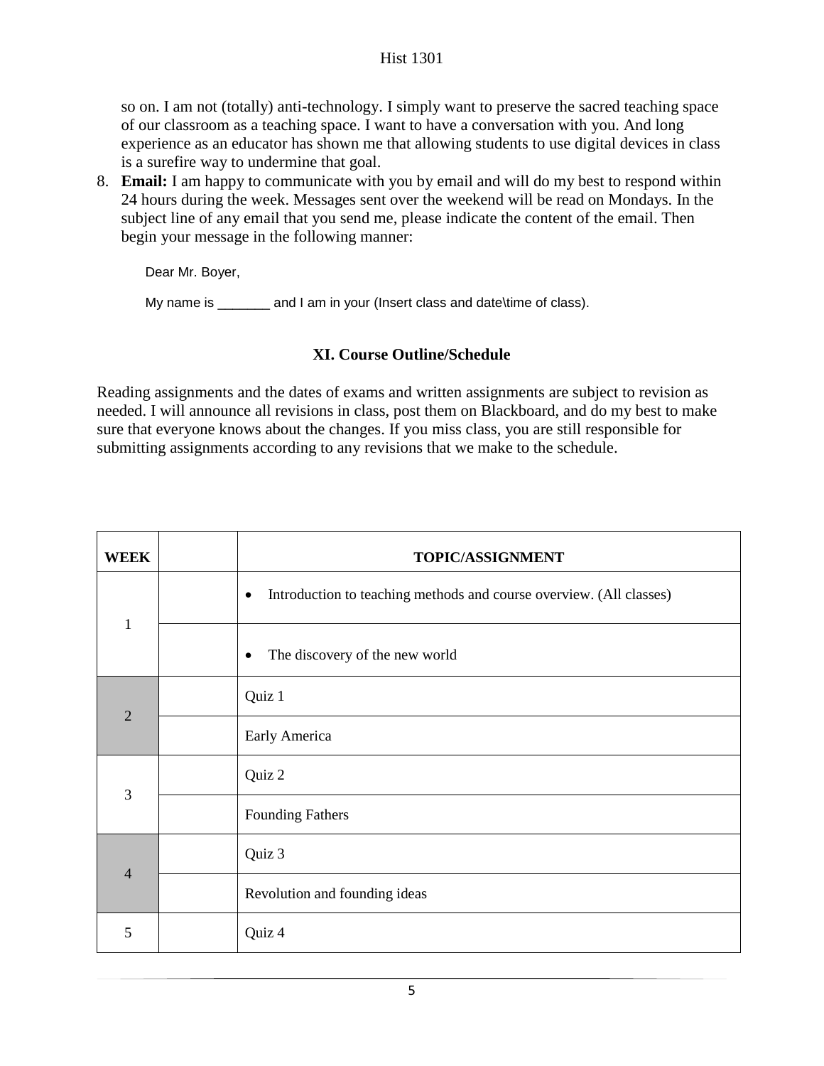so on. I am not (totally) anti-technology. I simply want to preserve the sacred teaching space of our classroom as a teaching space. I want to have a conversation with you. And long experience as an educator has shown me that allowing students to use digital devices in class is a surefire way to undermine that goal.

8. **Email:** I am happy to communicate with you by email and will do my best to respond within 24 hours during the week. Messages sent over the weekend will be read on Mondays. In the subject line of any email that you send me, please indicate the content of the email. Then begin your message in the following manner:

   Dear Mr. Boyer,

   My name is _______ and I am in your (Insert class and date\time of class).

## XI. Course Outline/Schedule

Reading assignments and the dates of exams and written assignments are subject to revision as needed. I will announce all revisions in class, post them on Blackboard, and do my best to make sure that everyone knows about the changes. If you miss class, you are still responsible for submitting assignments according to any revisions that we make to the schedule.

| WEEK | | TOPIC/ASSIGNMENT |
|---|---|---|
| 1 | | • Introduction to teaching methods and course overview. (All classes) |
| | | • The discovery of the new world |
| 2 | | Quiz 1 |
| | | Early America |
| 3 | | Quiz 2 |
| | | Founding Fathers |
| 4 | | Quiz 3 |
| | | Revolution and founding ideas |
| 5 | | Quiz 4 |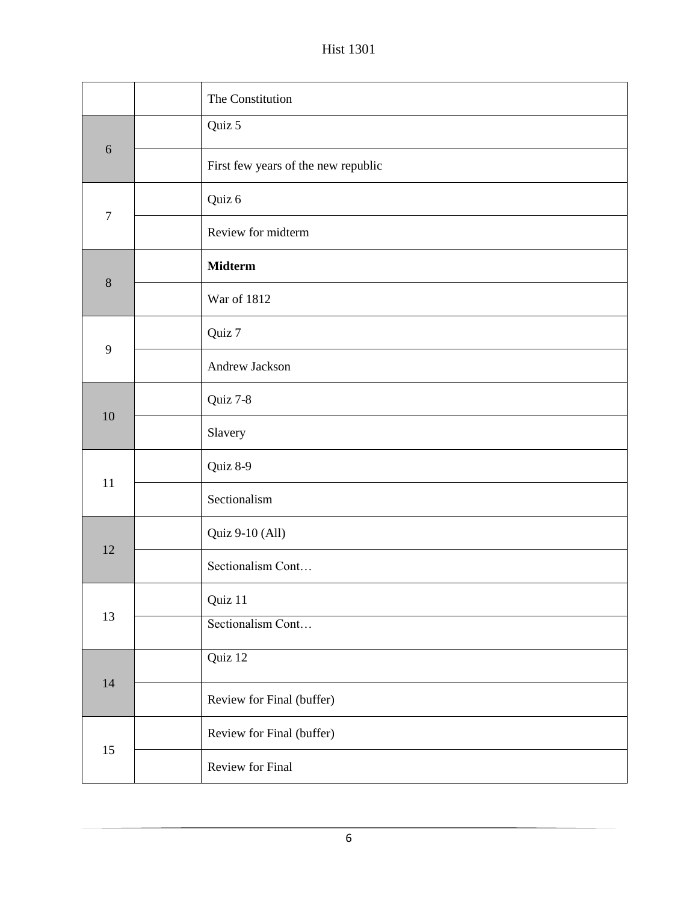| | | |
|---|---|---|
| | | The Constitution |
| 6 | | Quiz 5 |
| | | First few years of the new republic |
| 7 | | Quiz 6 |
| | | Review for midterm |
| 8 | | **Midterm** |
| | | War of 1812 |
| 9 | | Quiz 7 |
| | | Andrew Jackson |
| 10 | | Quiz 7-8 |
| | | Slavery |
| 11 | | Quiz 8-9 |
| | | Sectionalism |
| 12 | | Quiz 9-10 (All) |
| | | Sectionalism Cont… |
| 13 | | Quiz 11 |
| | | Sectionalism Cont… |
| 14 | | Quiz 12 |
| | | Review for Final (buffer) |
| 15 | | Review for Final (buffer) |
| | | Review for Final |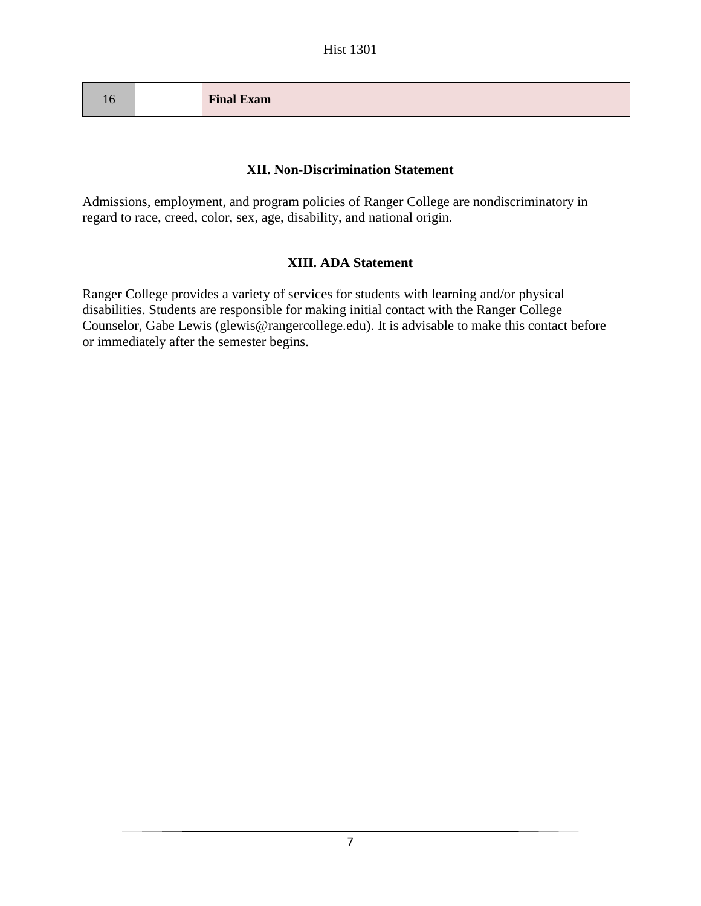| | | |
|---|---|---|
| 16 | | **Final Exam** |

## XII. Non-Discrimination Statement

Admissions, employment, and program policies of Ranger College are nondiscriminatory in regard to race, creed, color, sex, age, disability, and national origin.

## XIII. ADA Statement

Ranger College provides a variety of services for students with learning and/or physical disabilities. Students are responsible for making initial contact with the Ranger College Counselor, Gabe Lewis (glewis@rangercollege.edu). It is advisable to make this contact before or immediately after the semester begins.